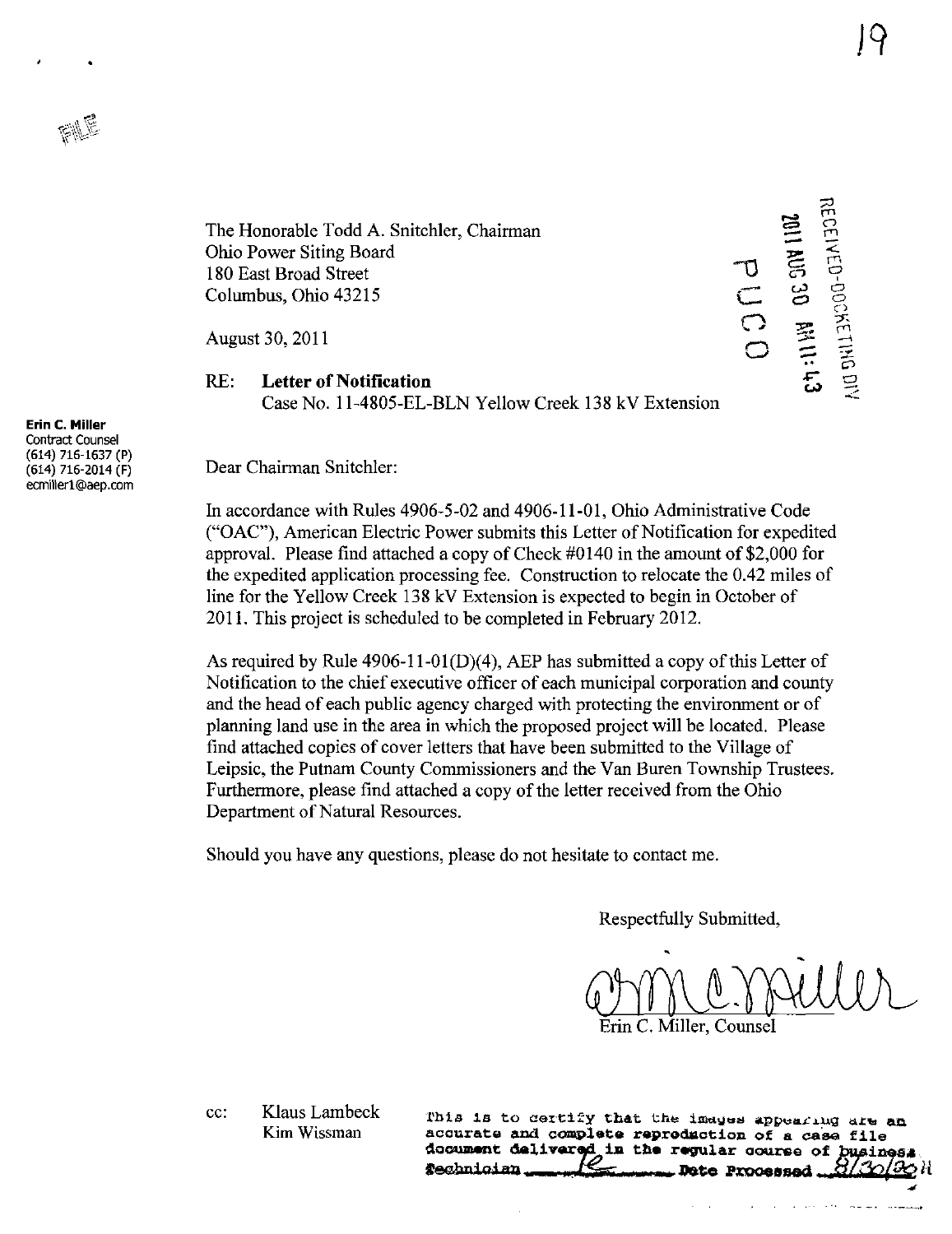The Honorable Todd A. Snitchler, Chairman
Ohio Power Siting Board
180 East Broad Street
Columbus, Ohio 43215

August 30, 2011

RECEIVED-DOCKETING DIV
2011 AUG 30 AM 11:43
PUCO

RE: **Letter of Notification**
Case No. 11-4805-EL-BLN Yellow Creek 138 kV Extension

**Erin C. Miller**
Contract Counsel
(614) 716-1637 (P)
(614) 716-2014 (F)
ecmiller1@aep.com

Dear Chairman Snitchler:

In accordance with Rules 4906-5-02 and 4906-11-01, Ohio Administrative Code ("OAC"), American Electric Power submits this Letter of Notification for expedited approval. Please find attached a copy of Check #0140 in the amount of $2,000 for the expedited application processing fee. Construction to relocate the 0.42 miles of line for the Yellow Creek 138 kV Extension is expected to begin in October of 2011. This project is scheduled to be completed in February 2012.

As required by Rule 4906-11-01(D)(4), AEP has submitted a copy of this Letter of Notification to the chief executive officer of each municipal corporation and county and the head of each public agency charged with protecting the environment or of planning land use in the area in which the proposed project will be located. Please find attached copies of cover letters that have been submitted to the Village of Leipsic, the Putnam County Commissioners and the Van Buren Township Trustees. Furthermore, please find attached a copy of the letter received from the Ohio Department of Natural Resources.

Should you have any questions, please do not hesitate to contact me.

Respectfully Submitted,

Erin C. Miller, Counsel

cc: Klaus Lambeck
Kim Wissman

This is to certify that the images appearing are an accurate and complete reproduction of a case file document delivered in the regular course of business. Technician ___ Date Processed 8/30/2011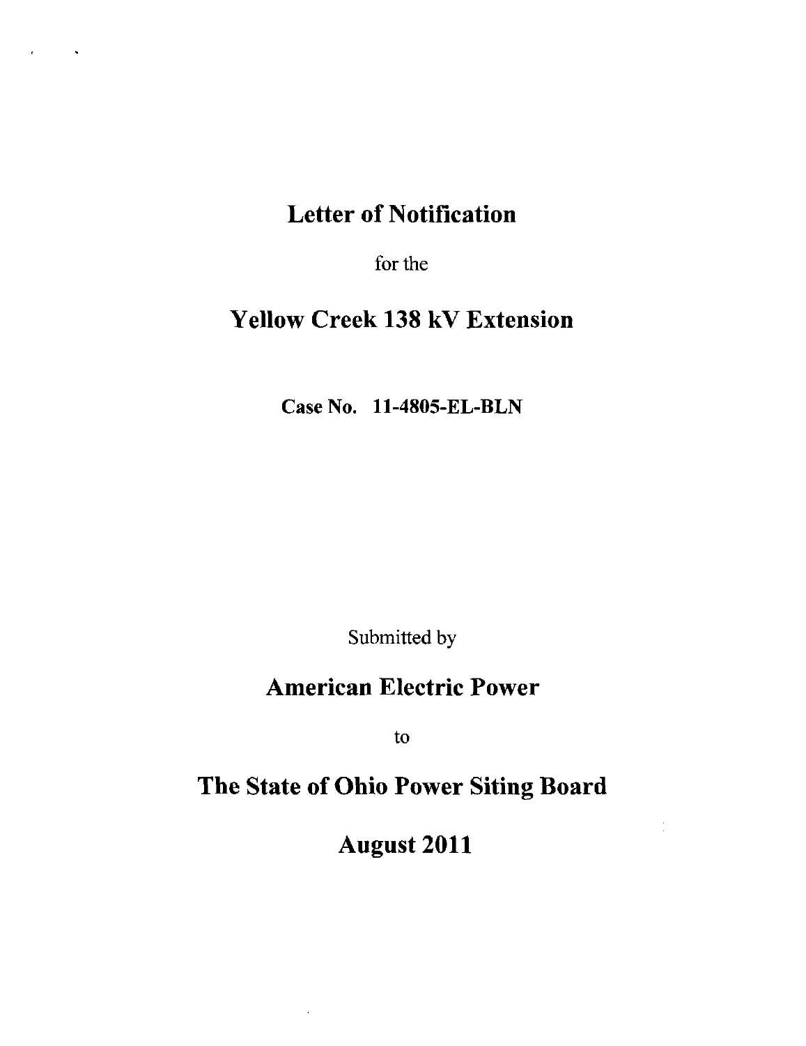# Letter of Notification

for the

# Yellow Creek 138 kV Extension

**Case No. 11-4805-EL-BLN**

Submitted by

# American Electric Power

to

# The State of Ohio Power Siting Board

# August 2011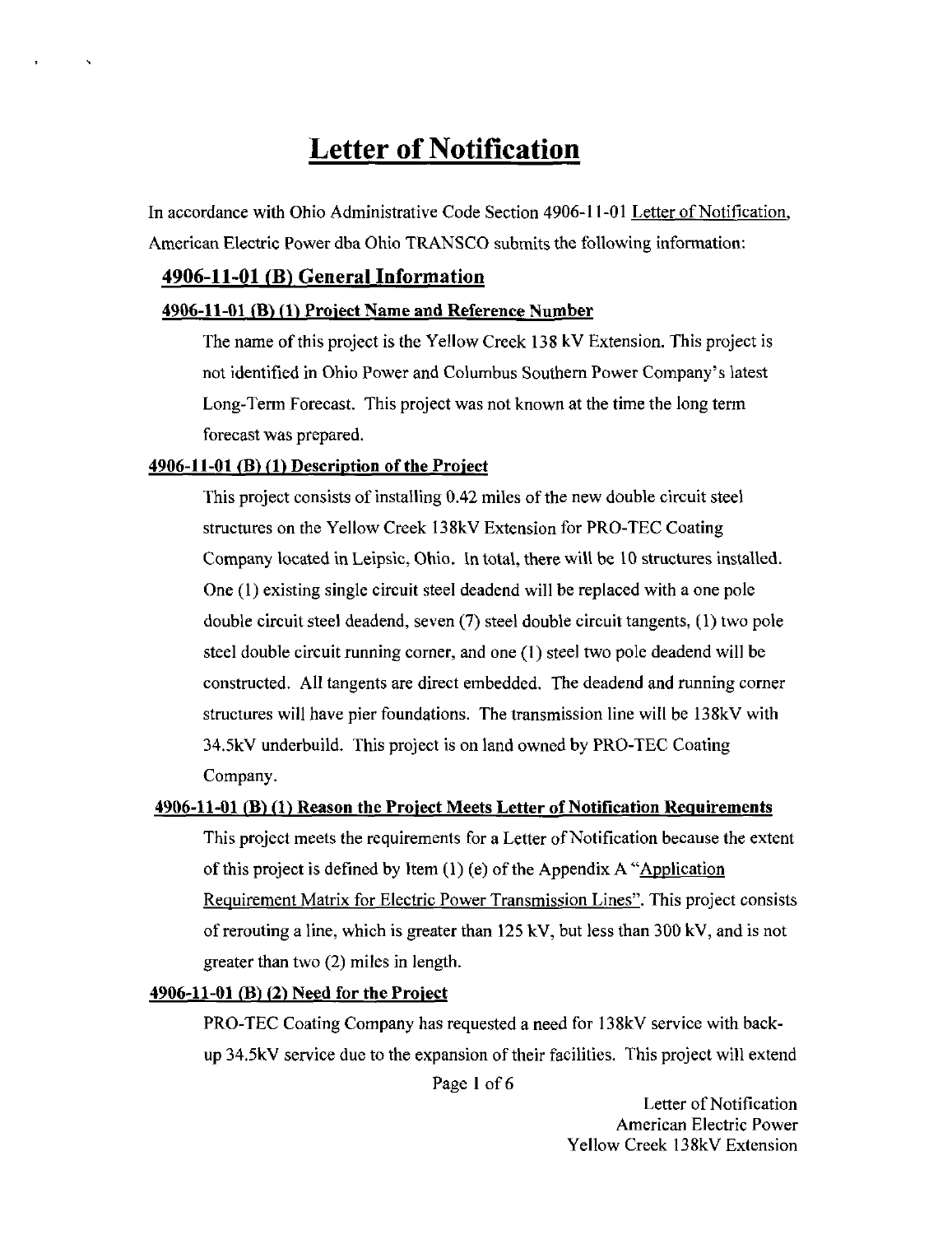# Letter of Notification

In accordance with Ohio Administrative Code Section 4906-11-01 Letter of Notification, American Electric Power dba Ohio TRANSCO submits the following information:

## 4906-11-01 (B) General Information

### 4906-11-01 (B) (1) Project Name and Reference Number

The name of this project is the Yellow Creek 138 kV Extension. This project is not identified in Ohio Power and Columbus Southern Power Company's latest Long-Term Forecast. This project was not known at the time the long term forecast was prepared.

### 4906-11-01 (B) (1) Description of the Project

This project consists of installing 0.42 miles of the new double circuit steel structures on the Yellow Creek 138kV Extension for PRO-TEC Coating Company located in Leipsic, Ohio. In total, there will be 10 structures installed. One (1) existing single circuit steel deadend will be replaced with a one pole double circuit steel deadend, seven (7) steel double circuit tangents, (1) two pole steel double circuit running corner, and one (1) steel two pole deadend will be constructed. All tangents are direct embedded. The deadend and running corner structures will have pier foundations. The transmission line will be 138kV with 34.5kV underbuild. This project is on land owned by PRO-TEC Coating Company.

### 4906-11-01 (B) (1) Reason the Project Meets Letter of Notification Requirements

This project meets the requirements for a Letter of Notification because the extent of this project is defined by Item (1) (e) of the Appendix A "Application Requirement Matrix for Electric Power Transmission Lines". This project consists of rerouting a line, which is greater than 125 kV, but less than 300 kV, and is not greater than two (2) miles in length.

### 4906-11-01 (B) (2) Need for the Project

PRO-TEC Coating Company has requested a need for 138kV service with back-up 34.5kV service due to the expansion of their facilities. This project will extend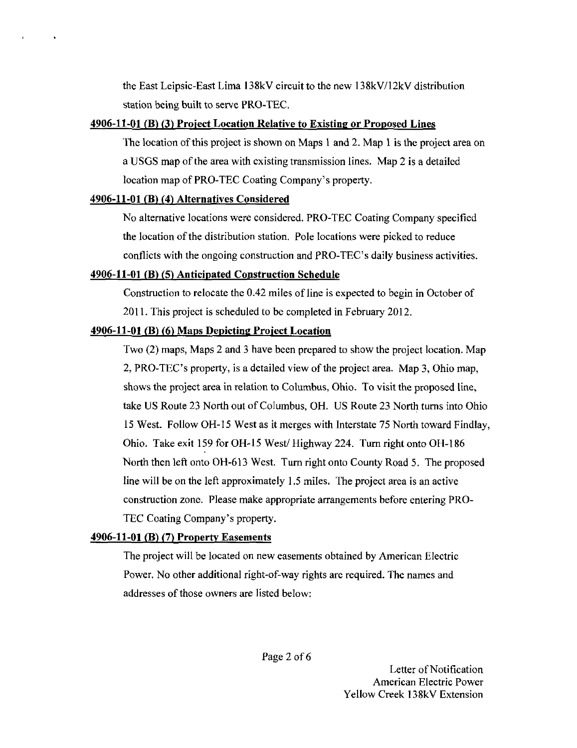the East Leipsic-East Lima 138kV circuit to the new 138kV/12kV distribution station being built to serve PRO-TEC.

**4906-11-01 (B) (3) Project Location Relative to Existing or Proposed Lines**

The location of this project is shown on Maps 1 and 2. Map 1 is the project area on a USGS map of the area with existing transmission lines. Map 2 is a detailed location map of PRO-TEC Coating Company's property.

**4906-11-01 (B) (4) Alternatives Considered**

No alternative locations were considered. PRO-TEC Coating Company specified the location of the distribution station. Pole locations were picked to reduce conflicts with the ongoing construction and PRO-TEC's daily business activities.

**4906-11-01 (B) (5) Anticipated Construction Schedule**

Construction to relocate the 0.42 miles of line is expected to begin in October of 2011. This project is scheduled to be completed in February 2012.

**4906-11-01 (B) (6) Maps Depicting Project Location**

Two (2) maps, Maps 2 and 3 have been prepared to show the project location. Map 2, PRO-TEC's property, is a detailed view of the project area. Map 3, Ohio map, shows the project area in relation to Columbus, Ohio. To visit the proposed line, take US Route 23 North out of Columbus, OH. US Route 23 North turns into Ohio 15 West. Follow OH-15 West as it merges with Interstate 75 North toward Findlay, Ohio. Take exit 159 for OH-15 West/ Highway 224. Turn right onto OH-186 North then left onto OH-613 West. Turn right onto County Road 5. The proposed line will be on the left approximately 1.5 miles. The project area is an active construction zone. Please make appropriate arrangements before entering PRO-TEC Coating Company's property.

**4906-11-01 (B) (7) Property Easements**

The project will be located on new easements obtained by American Electric Power. No other additional right-of-way rights are required. The names and addresses of those owners are listed below:

Letter of Notification
American Electric Power
Yellow Creek 138kV Extension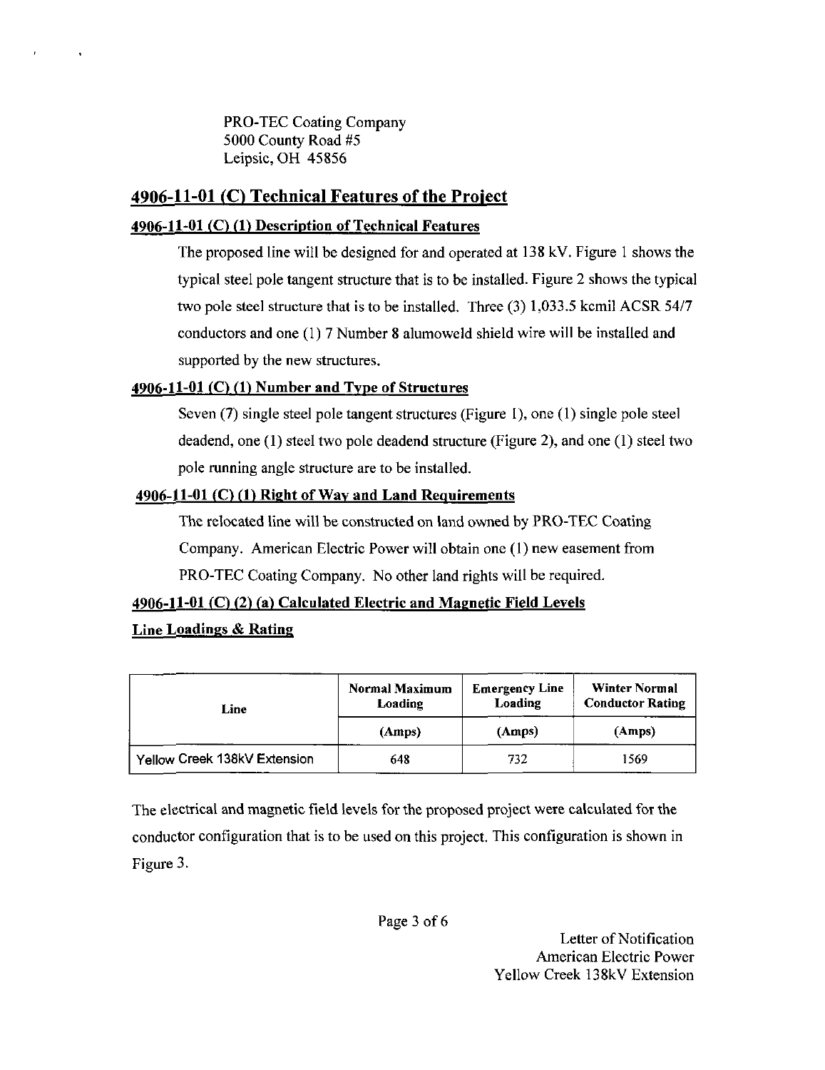PRO-TEC Coating Company
5000 County Road #5
Leipsic, OH 45856

## 4906-11-01 (C) Technical Features of the Project

### 4906-11-01 (C) (1) Description of Technical Features

The proposed line will be designed for and operated at 138 kV. Figure 1 shows the typical steel pole tangent structure that is to be installed. Figure 2 shows the typical two pole steel structure that is to be installed. Three (3) 1,033.5 kcmil ACSR 54/7 conductors and one (1) 7 Number 8 alumoweld shield wire will be installed and supported by the new structures.

### 4906-11-01 (C) (1) Number and Type of Structures

Seven (7) single steel pole tangent structures (Figure 1), one (1) single pole steel deadend, one (1) steel two pole deadend structure (Figure 2), and one (1) steel two pole running angle structure are to be installed.

### 4906-11-01 (C) (1) Right of Way and Land Requirements

The relocated line will be constructed on land owned by PRO-TEC Coating Company. American Electric Power will obtain one (1) new easement from PRO-TEC Coating Company. No other land rights will be required.

### 4906-11-01 (C) (2) (a) Calculated Electric and Magnetic Field Levels

**Line Loadings & Rating**

| Line | Normal Maximum Loading | Emergency Line Loading | Winter Normal Conductor Rating |
|---|---|---|---|
| | (Amps) | (Amps) | (Amps) |
| Yellow Creek 138kV Extension | 648 | 732 | 1569 |

The electrical and magnetic field levels for the proposed project were calculated for the conductor configuration that is to be used on this project. This configuration is shown in Figure 3.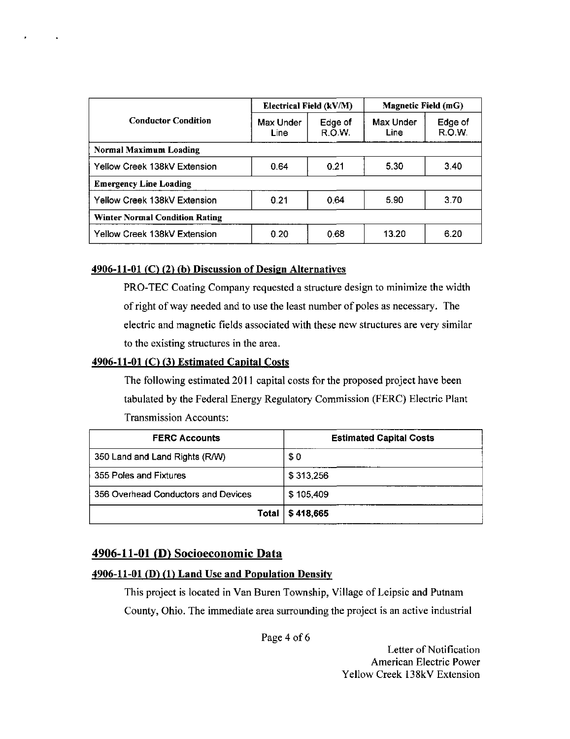| Conductor Condition | Electrical Field (kV/M) | | Magnetic Field (mG) | |
|---|---|---|---|---|
| | Max Under Line | Edge of R.O.W. | Max Under Line | Edge of R.O.W. |
| **Normal Maximum Loading** | | | | |
| Yellow Creek 138kV Extension | 0.64 | 0.21 | 5.30 | 3.40 |
| **Emergency Line Loading** | | | | |
| Yellow Creek 138kV Extension | 0.21 | 0.64 | 5.90 | 3.70 |
| **Winter Normal Condition Rating** | | | | |
| Yellow Creek 138kV Extension | 0.20 | 0.68 | 13.20 | 6.20 |

#### 4906-11-01 (C) (2) (b) Discussion of Design Alternatives

PRO-TEC Coating Company requested a structure design to minimize the width of right of way needed and to use the least number of poles as necessary. The electric and magnetic fields associated with these new structures are very similar to the existing structures in the area.

#### 4906-11-01 (C) (3) Estimated Capital Costs

The following estimated 2011 capital costs for the proposed project have been tabulated by the Federal Energy Regulatory Commission (FERC) Electric Plant Transmission Accounts:

| FERC Accounts | Estimated Capital Costs |
|---|---|
| 350 Land and Land Rights (R/W) | $ 0 |
| 355 Poles and Fixtures | $ 313,256 |
| 356 Overhead Conductors and Devices | $ 105,409 |
| **Total** | **$ 418,665** |

## 4906-11-01 (D) Socioeconomic Data

#### 4906-11-01 (D) (1) Land Use and Population Density

This project is located in Van Buren Township, Village of Leipsic and Putnam County, Ohio. The immediate area surrounding the project is an active industrial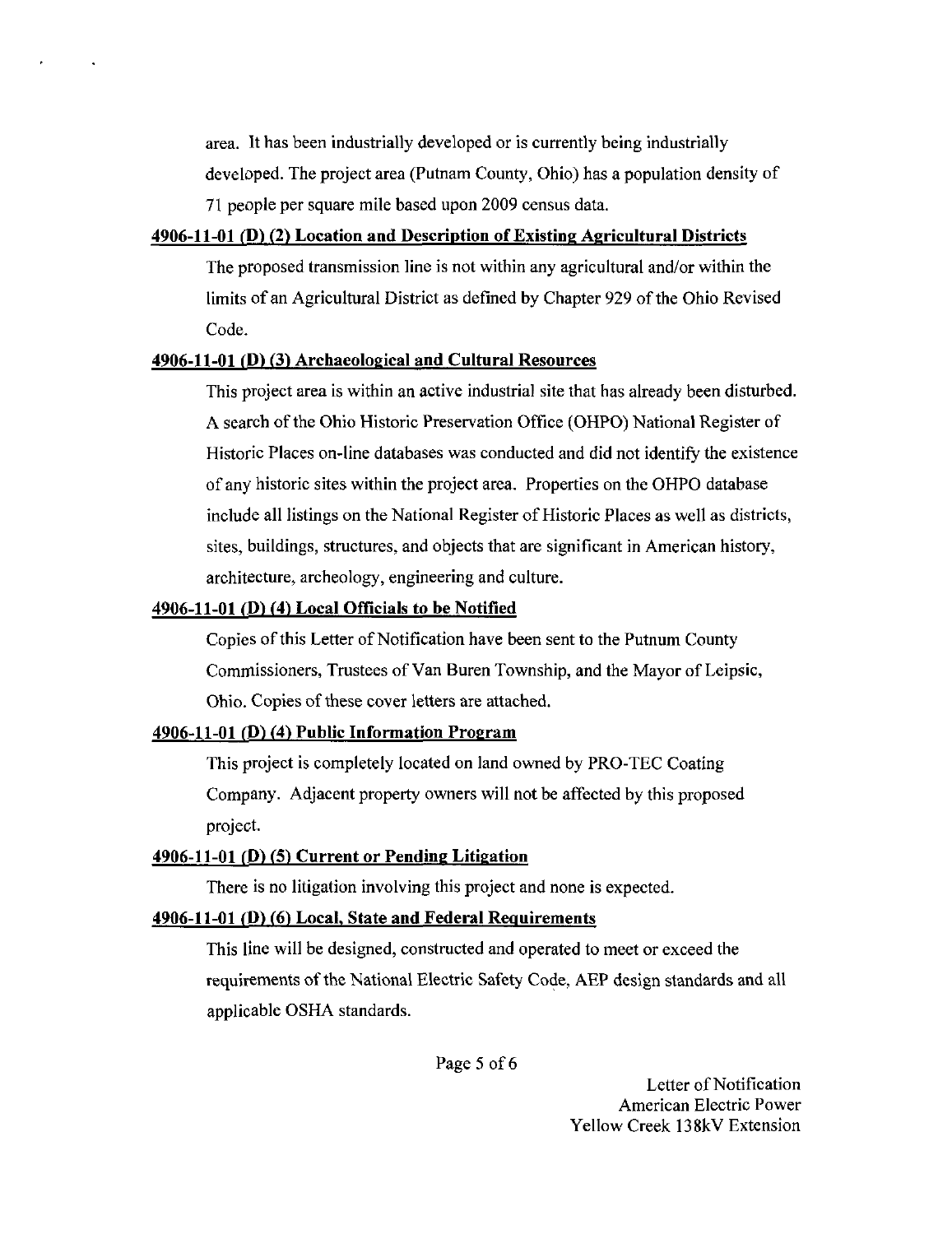area. It has been industrially developed or is currently being industrially developed. The project area (Putnam County, Ohio) has a population density of 71 people per square mile based upon 2009 census data.

**4906-11-01 (D) (2) Location and Description of Existing Agricultural Districts**

The proposed transmission line is not within any agricultural and/or within the limits of an Agricultural District as defined by Chapter 929 of the Ohio Revised Code.

**4906-11-01 (D) (3) Archaeological and Cultural Resources**

This project area is within an active industrial site that has already been disturbed. A search of the Ohio Historic Preservation Office (OHPO) National Register of Historic Places on-line databases was conducted and did not identify the existence of any historic sites within the project area. Properties on the OHPO database include all listings on the National Register of Historic Places as well as districts, sites, buildings, structures, and objects that are significant in American history, architecture, archeology, engineering and culture.

**4906-11-01 (D) (4) Local Officials to be Notified**

Copies of this Letter of Notification have been sent to the Putnum County Commissioners, Trustees of Van Buren Township, and the Mayor of Leipsic, Ohio. Copies of these cover letters are attached.

**4906-11-01 (D) (4) Public Information Program**

This project is completely located on land owned by PRO-TEC Coating Company. Adjacent property owners will not be affected by this proposed project.

**4906-11-01 (D) (5) Current or Pending Litigation**

There is no litigation involving this project and none is expected.

**4906-11-01 (D) (6) Local, State and Federal Requirements**

This line will be designed, constructed and operated to meet or exceed the requirements of the National Electric Safety Code, AEP design standards and all applicable OSHA standards.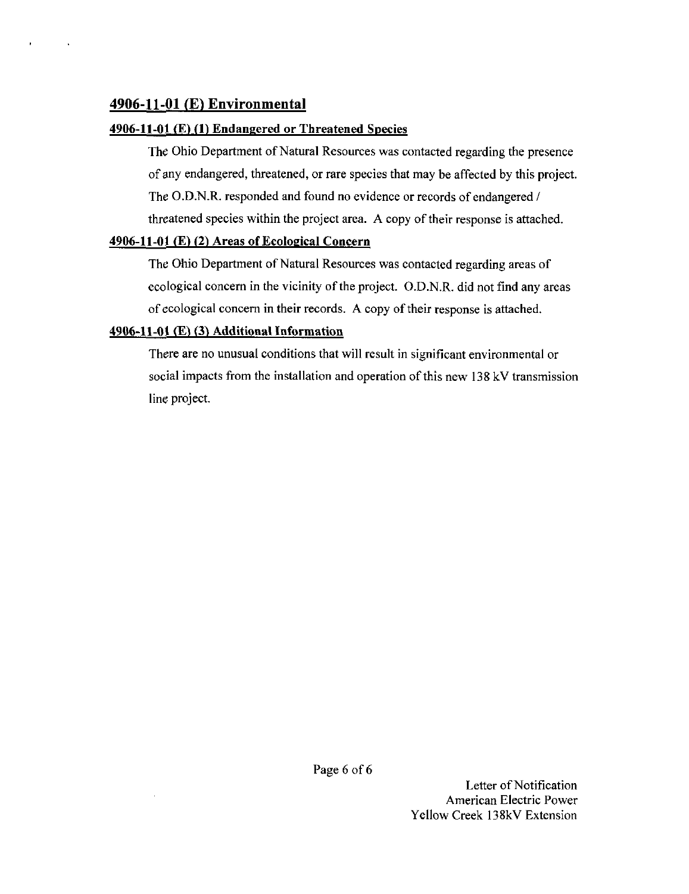## 4906-11-01 (E) Environmental

### 4906-11-01 (E) (1) Endangered or Threatened Species

The Ohio Department of Natural Resources was contacted regarding the presence of any endangered, threatened, or rare species that may be affected by this project. The O.D.N.R. responded and found no evidence or records of endangered / threatened species within the project area. A copy of their response is attached.

### 4906-11-01 (E) (2) Areas of Ecological Concern

The Ohio Department of Natural Resources was contacted regarding areas of ecological concern in the vicinity of the project. O.D.N.R. did not find any areas of ecological concern in their records. A copy of their response is attached.

### 4906-11-01 (E) (3) Additional Information

There are no unusual conditions that will result in significant environmental or social impacts from the installation and operation of this new 138 kV transmission line project.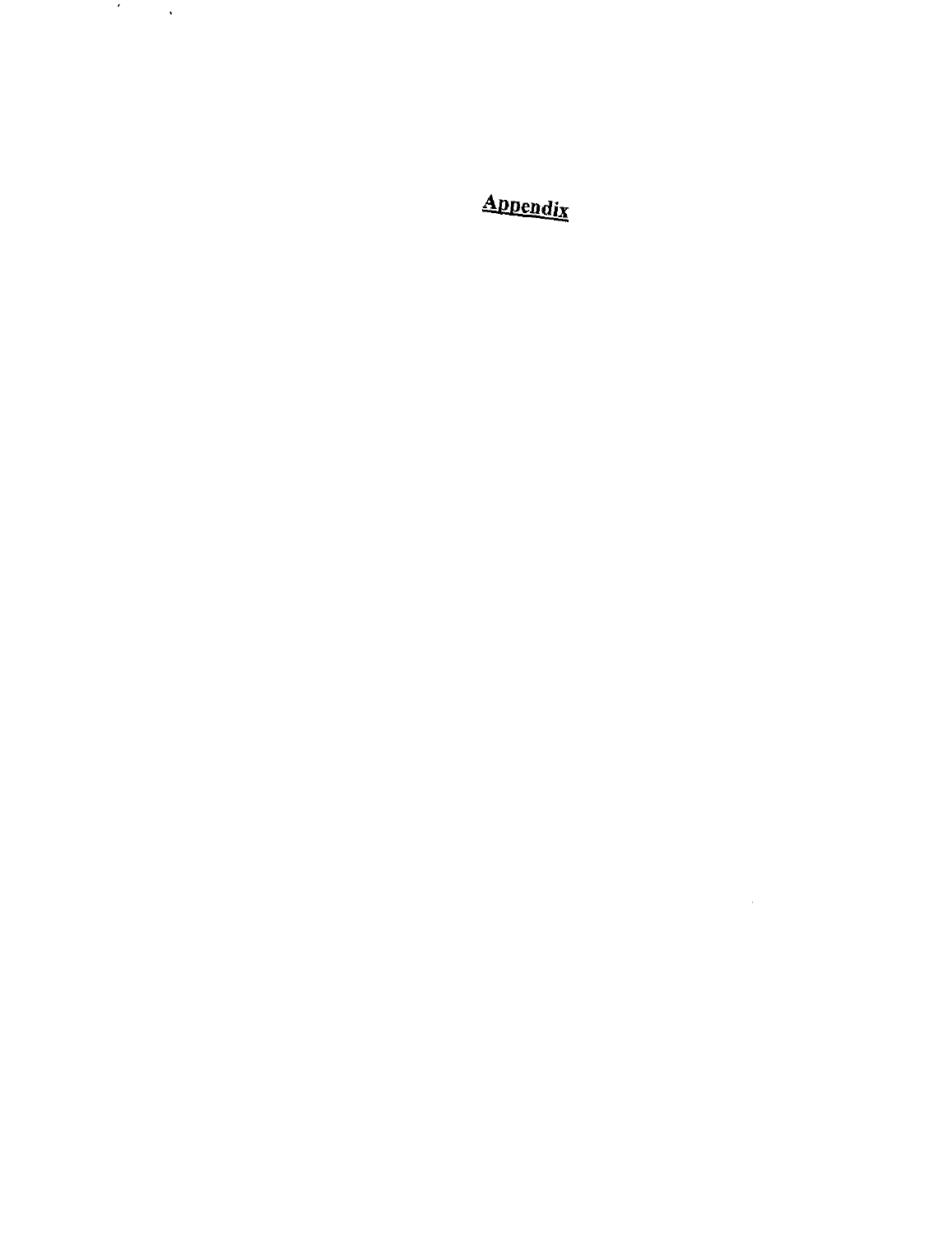# Appendix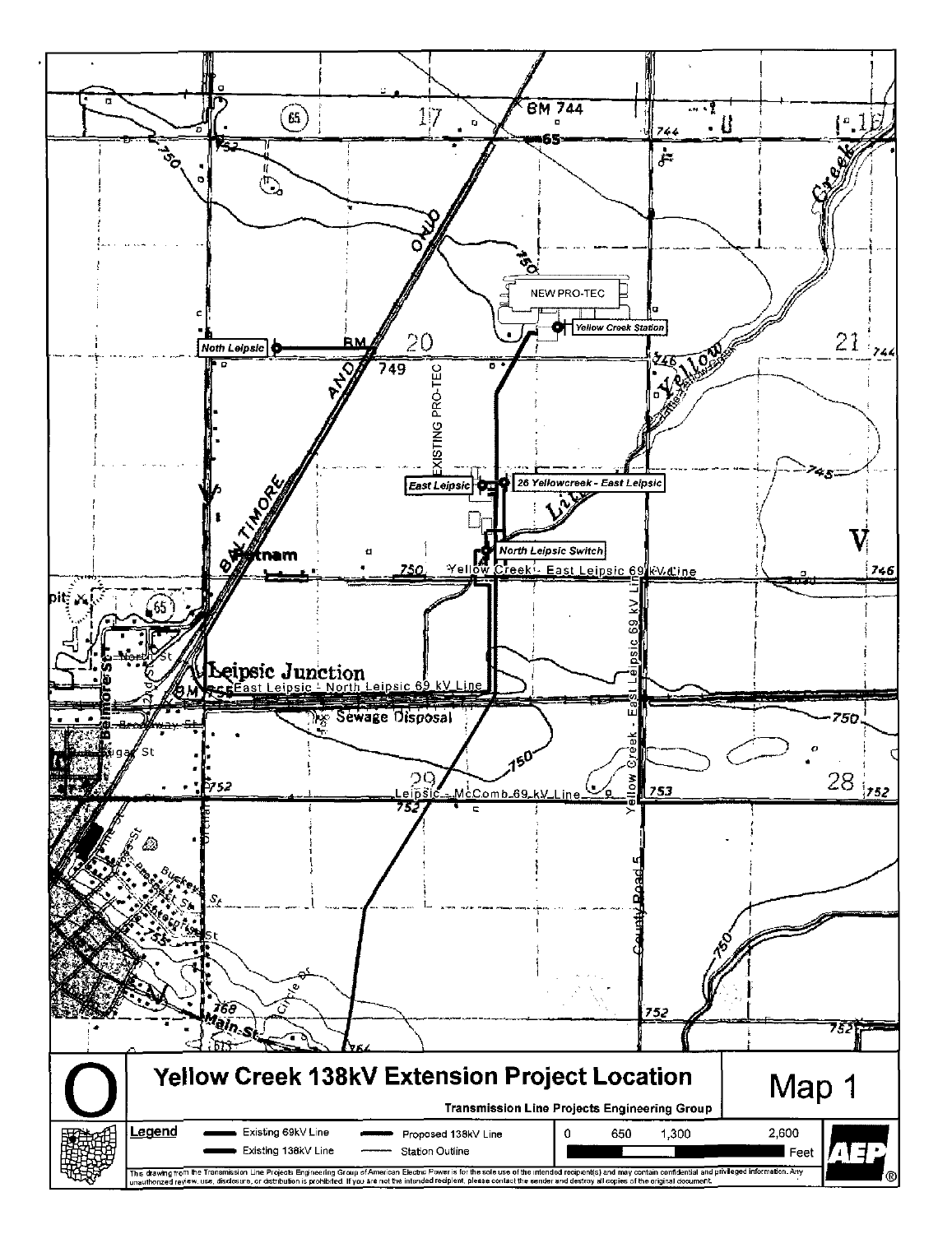# Yellow Creek 138kV Extension Project Location

**Map 1**

Transmission Line Projects Engineering Group

NEW PRO-TEC

Yellow Creek Station

Noth Leipsic

EXISTING PRO-TEC

East Leipsic

26 Yellowcreek - East Leipsic

North Leipsic Switch

Yellow Creek - East Leipsic 69 kV Line

East Leipsic - North Leipsic 69 kV Line

Yellow Creek - East Leipsic 69 kV Line

Leipsic - McComb 69 kV Line

Leipsic Junction

Putnam

Sewage Disposal

BALTIMORE AND OHIO

County Road 5

Yellow Creek

Little Yellow Creek

**Legend**

- Existing 69kV Line
- Existing 138kV Line
- Proposed 138kV Line
- Station Outline

0 650 1,300 2,600 Feet

AEP

The drawing from the Transmission Line Projects Engineering Group of American Electric Power is for the sole use of the intended recipient(s) and may contain confidential and privileged information. Any unauthorized review, use, disclosure, or distribution is prohibited. If you are not the intended recipient, please contact the sender and destroy all copies of the original document.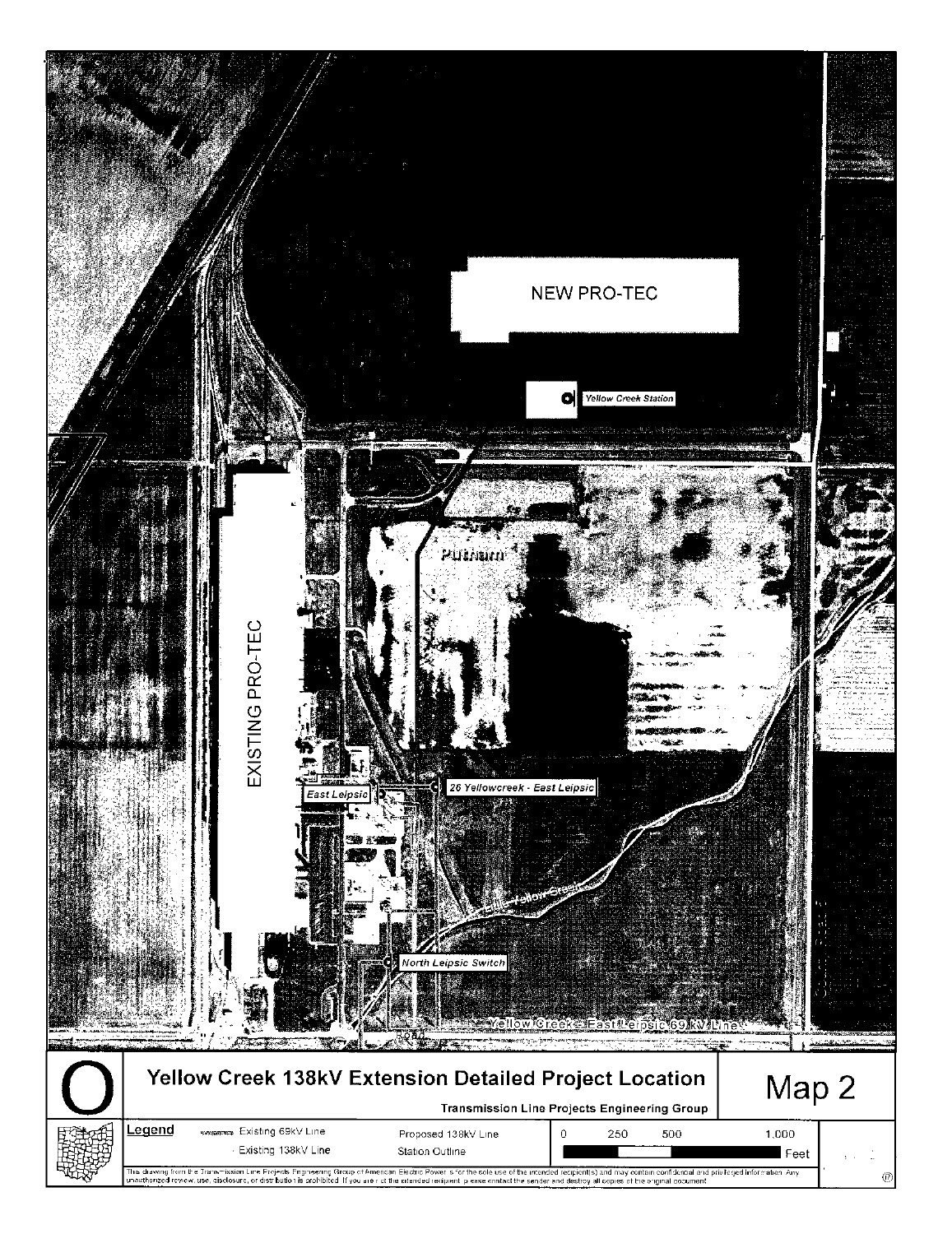NEW PRO-TEC

Yellow Creek Station

EXISTING PRO-TEC

Putnam

East Leipsic

26 Yellowcreek - East Leipsic

Little Yellow Creek

North Leipsic Switch

Yellow Creek - East Leipsic 69 kV Line

# Yellow Creek 138kV Extension Detailed Project Location

**Transmission Line Projects Engineering Group**

## Map 2

**Legend**

- Existing 69kV Line
- Existing 138kV Line
- Proposed 138kV Line
- Station Outline

0 250 500 1,000 Feet

This drawing from the Transmission Line Projects Engineering Group of American Electric Power is for the sole use of the intended recipient(s) and may contain confidential and privileged information. Any unauthorized review, use, disclosure, or distribution is prohibited. If you are not the intended recipient, please contact the sender and destroy all copies of the original document.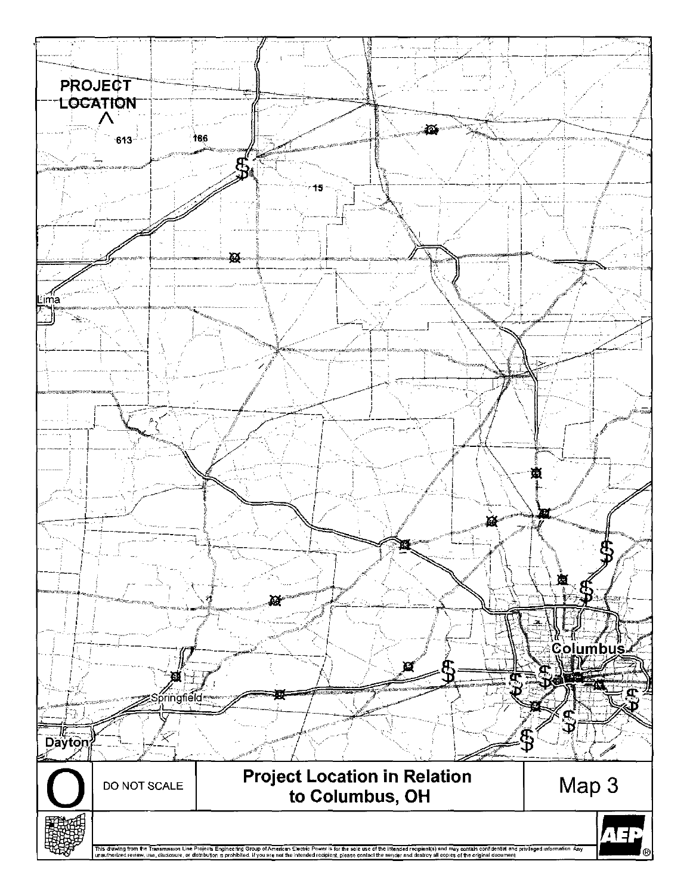PROJECT LOCATION

613

186

15

Lima

Columbus

Springfield

Dayton

DO NOT SCALE

## Project Location in Relation to Columbus, OH

Map 3

AEP

This drawing from the Transmission Line Projects Engineering Group of American Electric Power is for the sole use of the intended recipient(s) and may contain confidential and privileged information. Any unauthorized review, use, disclosure, or distribution is prohibited. If you are not the intended recipient, please contact the sender and destroy all copies of the original document.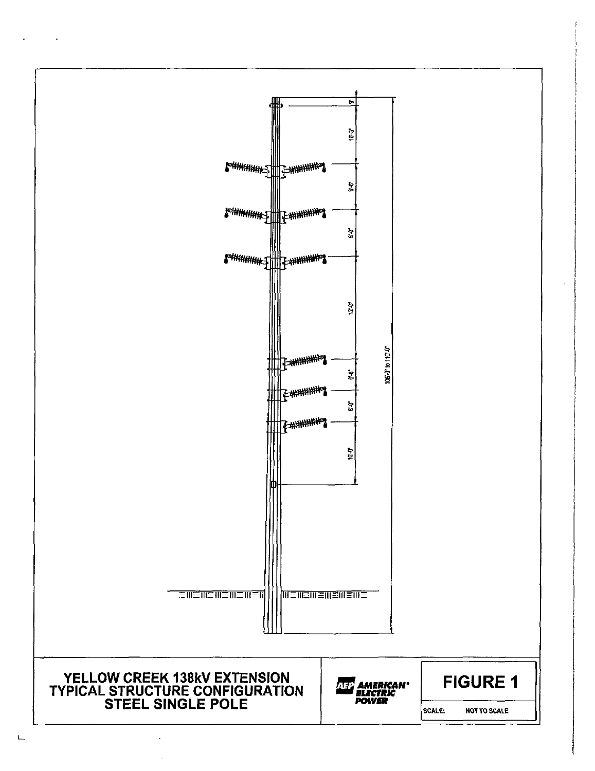9'

10'-3"

8'-0"

8'-0"

12'-0"

6'-0"

6'-0"

10'-0"

105'-0" to 110'-0"

**YELLOW CREEK 138kV EXTENSION**
**TYPICAL STRUCTURE CONFIGURATION**
**STEEL SINGLE POLE**

AEP AMERICAN® ELECTRIC POWER

**FIGURE 1**

SCALE: NOT TO SCALE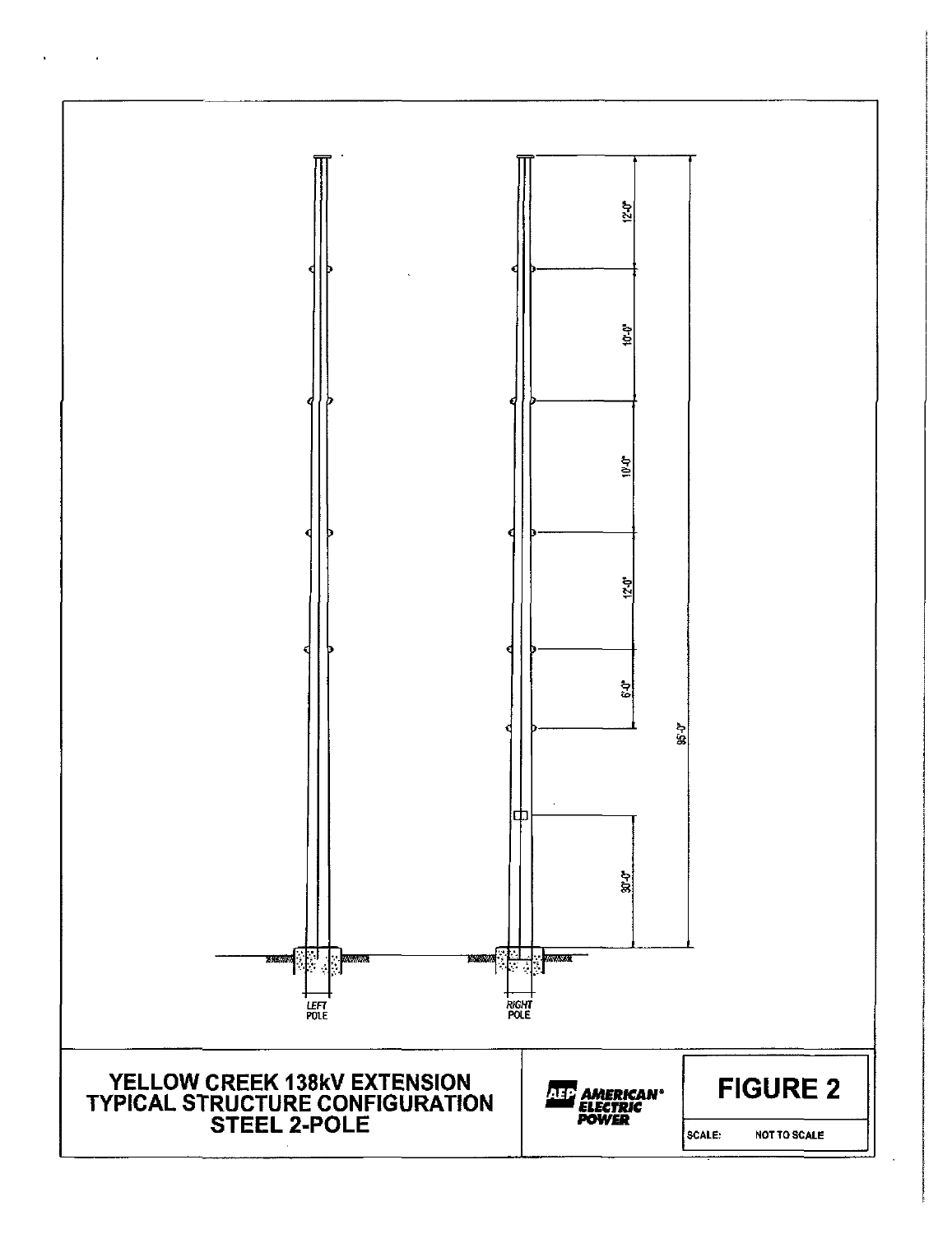12'-0"

10'-0"

10'-0"

12'-0"

6'-0"

95'-0"

30'-0"

LEFT POLE

RIGHT POLE

**YELLOW CREEK 138kV EXTENSION**
**TYPICAL STRUCTURE CONFIGURATION**
**STEEL 2-POLE**

AEP AMERICAN® ELECTRIC POWER

**FIGURE 2**

SCALE: NOT TO SCALE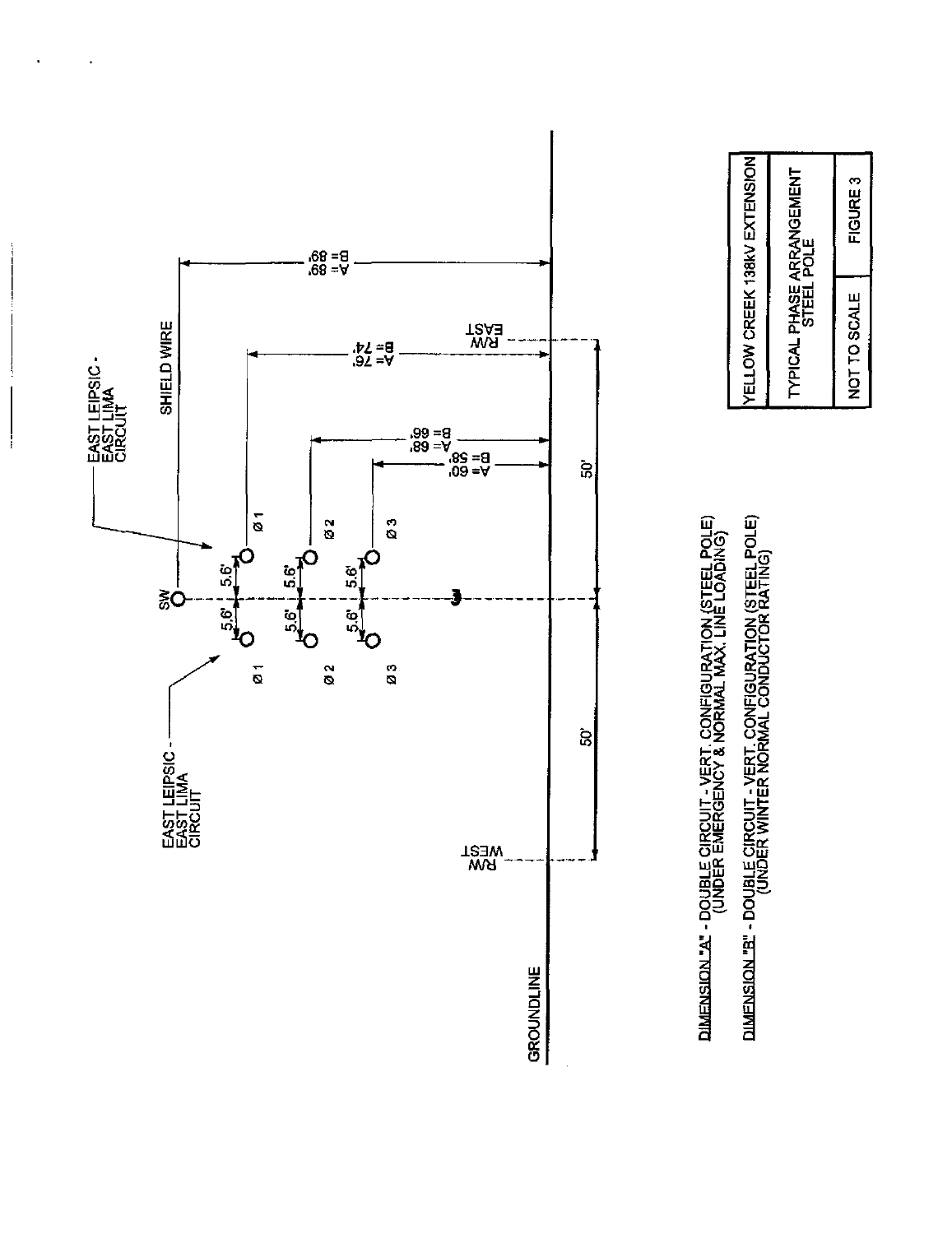EAST LEIPSIC - EAST LIMA CIRCUIT

SHIELD WIRE

SW

Ø 1

Ø 2

Ø 3

5.6'

5.6'

5.6'

5.6'

5.6'

5.6'

A= 89'
B= 89'

A= 76'
B= 74'

A= 68'
B= 66'

A= 60'
B= 58'

R/W EAST

R/W WEST

50'

50'

GROUNDLINE

EAST LEIPSIC - EAST LIMA CIRCUIT

Ø 1

Ø 2

Ø 3

DIMENSION "A" - DOUBLE CIRCUIT - VERT. CONFIGURATION (STEEL POLE) (UNDER EMERGENCY & NORMAL MAX. LINE LOADING)

DIMENSION "B" - DOUBLE CIRCUIT - VERT. CONFIGURATION (STEEL POLE) (UNDER WINTER NORMAL CONDUCTOR RATING)

| YELLOW CREEK 138kV EXTENSION | |
|---|---|
| TYPICAL PHASE ARRANGEMENT STEEL POLE | |
| NOT TO SCALE | FIGURE 3 |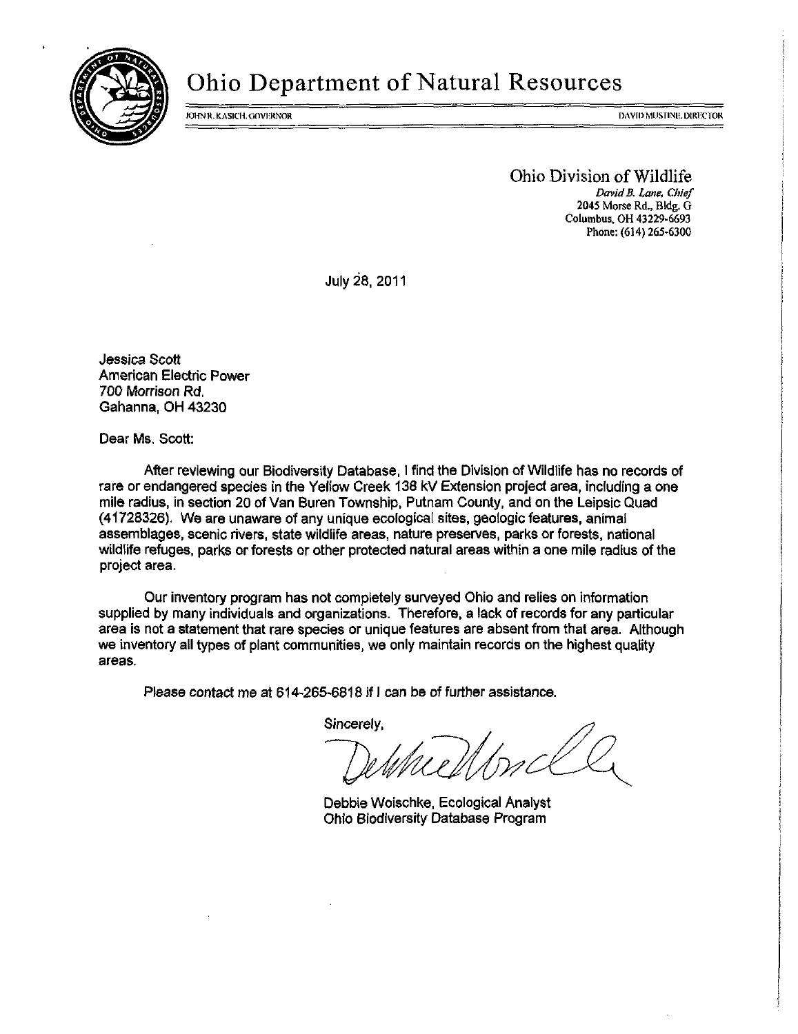# Ohio Department of Natural Resources

JOHN R. KASICH, GOVERNOR — DAVID MUSTINE, DIRECTOR

Ohio Division of Wildlife
*David B. Lane, Chief*
2045 Morse Rd., Bldg. G
Columbus, OH 43229-6693
Phone: (614) 265-6300

July 28, 2011

Jessica Scott
American Electric Power
700 Morrison Rd.
Gahanna, OH 43230

Dear Ms. Scott:

After reviewing our Biodiversity Database, I find the Division of Wildlife has no records of rare or endangered species in the Yellow Creek 138 kV Extension project area, including a one mile radius, in section 20 of Van Buren Township, Putnam County, and on the Leipsic Quad (41728326). We are unaware of any unique ecological sites, geologic features, animal assemblages, scenic rivers, state wildlife areas, nature preserves, parks or forests, national wildlife refuges, parks or forests or other protected natural areas within a one mile radius of the project area.

Our inventory program has not completely surveyed Ohio and relies on information supplied by many individuals and organizations. Therefore, a lack of records for any particular area is not a statement that rare species or unique features are absent from that area. Although we inventory all types of plant communities, we only maintain records on the highest quality areas.

Please contact me at 614-265-6818 if I can be of further assistance.

Sincerely,

Debbie Woischke, Ecological Analyst
Ohio Biodiversity Database Program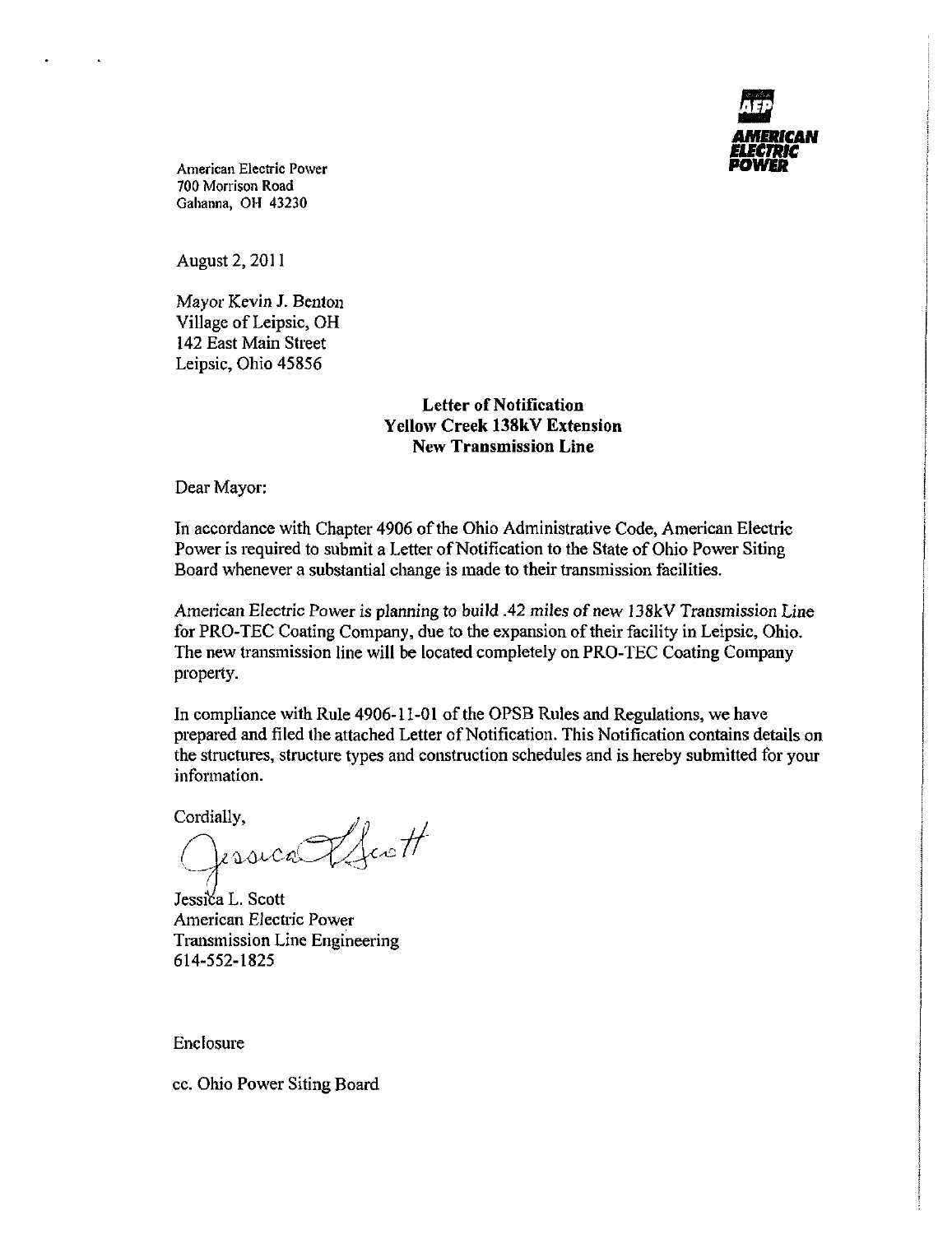American Electric Power
700 Morrison Road
Gahanna, OH 43230

AMERICAN ELECTRIC POWER

August 2, 2011

Mayor Kevin J. Benton
Village of Leipsic, OH
142 East Main Street
Leipsic, Ohio 45856

**Letter of Notification**
**Yellow Creek 138kV Extension**
**New Transmission Line**

Dear Mayor:

In accordance with Chapter 4906 of the Ohio Administrative Code, American Electric Power is required to submit a Letter of Notification to the State of Ohio Power Siting Board whenever a substantial change is made to their transmission facilities.

American Electric Power is planning to build .42 miles of new 138kV Transmission Line for PRO-TEC Coating Company, due to the expansion of their facility in Leipsic, Ohio. The new transmission line will be located completely on PRO-TEC Coating Company property.

In compliance with Rule 4906-11-01 of the OPSB Rules and Regulations, we have prepared and filed the attached Letter of Notification. This Notification contains details on the structures, structure types and construction schedules and is hereby submitted for your information.

Cordially,

Jessica L. Scott

Jessica L. Scott
American Electric Power
Transmission Line Engineering
614-552-1825

Enclosure

cc. Ohio Power Siting Board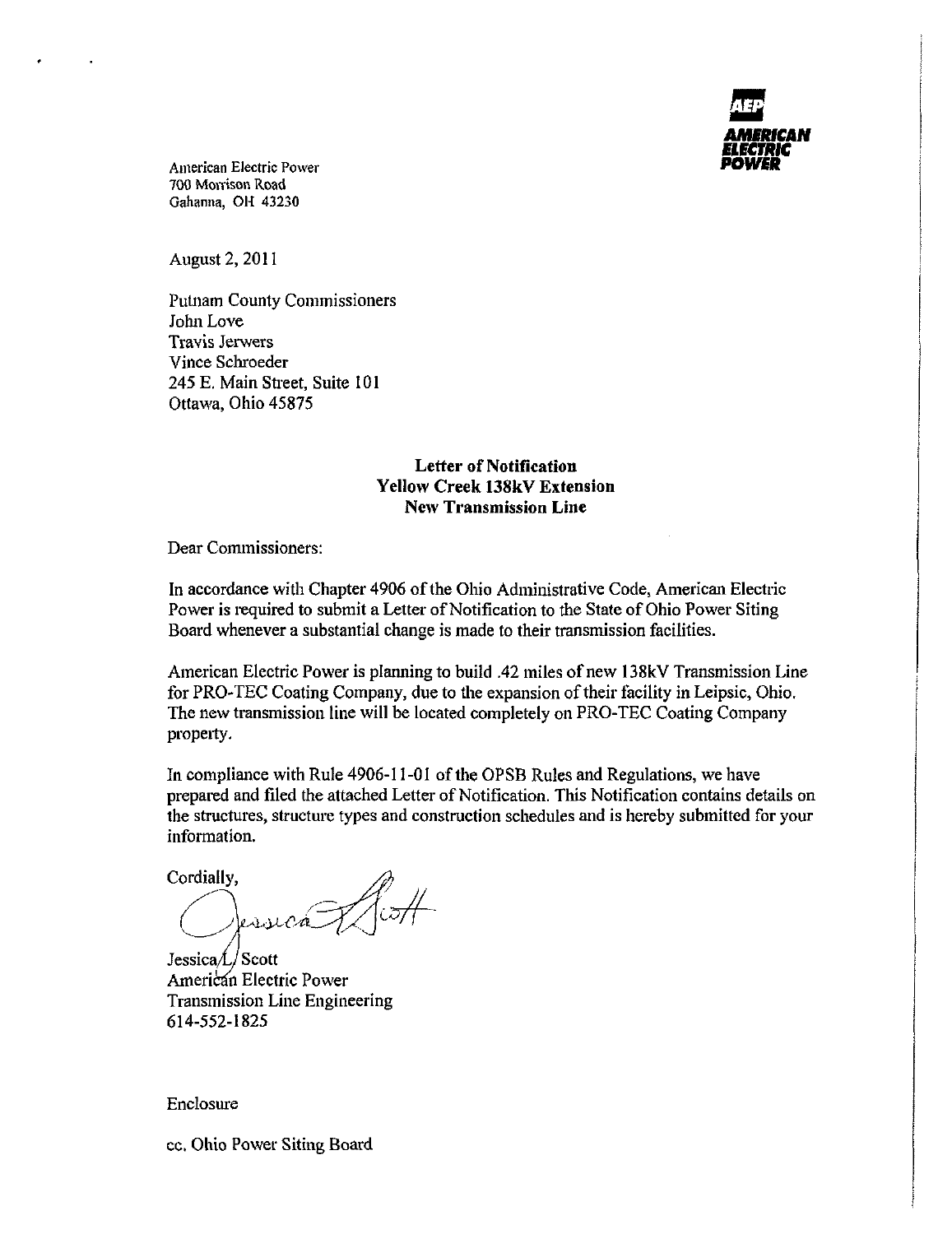AEP
AMERICAN ELECTRIC POWER

American Electric Power
700 Morrison Road
Gahanna, OH 43230

August 2, 2011

Putnam County Commissioners
John Love
Travis Jerwers
Vince Schroeder
245 E. Main Street, Suite 101
Ottawa, Ohio 45875

**Letter of Notification**
**Yellow Creek 138kV Extension**
**New Transmission Line**

Dear Commissioners:

In accordance with Chapter 4906 of the Ohio Administrative Code, American Electric Power is required to submit a Letter of Notification to the State of Ohio Power Siting Board whenever a substantial change is made to their transmission facilities.

American Electric Power is planning to build .42 miles of new 138kV Transmission Line for PRO-TEC Coating Company, due to the expansion of their facility in Leipsic, Ohio. The new transmission line will be located completely on PRO-TEC Coating Company property.

In compliance with Rule 4906-11-01 of the OPSB Rules and Regulations, we have prepared and filed the attached Letter of Notification. This Notification contains details on the structures, structure types and construction schedules and is hereby submitted for your information.

Cordially,

Jessica L. Scott
American Electric Power
Transmission Line Engineering
614-552-1825

Enclosure

cc. Ohio Power Siting Board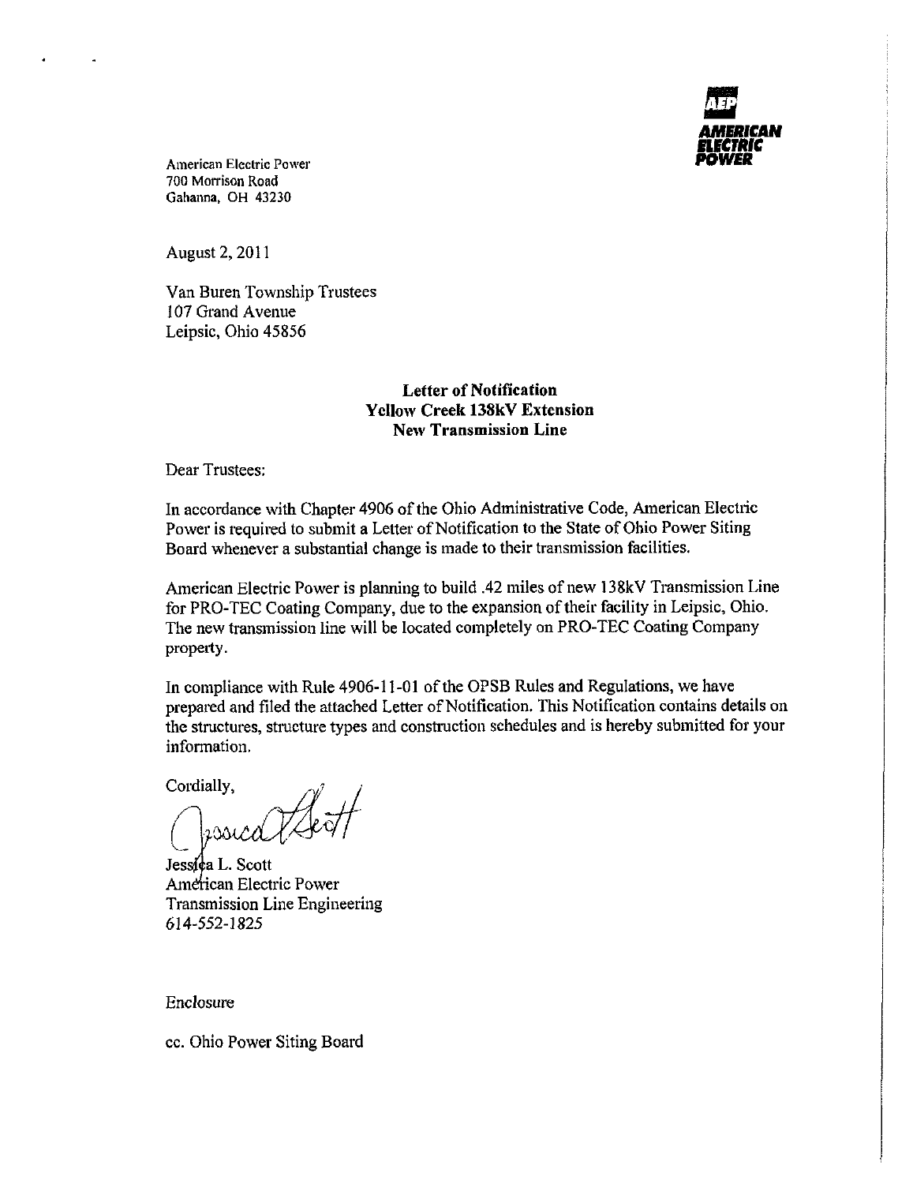AEP
AMERICAN ELECTRIC POWER

American Electric Power
700 Morrison Road
Gahanna, OH 43230

August 2, 2011

Van Buren Township Trustees
107 Grand Avenue
Leipsic, Ohio 45856

**Letter of Notification**
**Yellow Creek 138kV Extension**
**New Transmission Line**

Dear Trustees:

In accordance with Chapter 4906 of the Ohio Administrative Code, American Electric Power is required to submit a Letter of Notification to the State of Ohio Power Siting Board whenever a substantial change is made to their transmission facilities.

American Electric Power is planning to build .42 miles of new 138kV Transmission Line for PRO-TEC Coating Company, due to the expansion of their facility in Leipsic, Ohio. The new transmission line will be located completely on PRO-TEC Coating Company property.

In compliance with Rule 4906-11-01 of the OPSB Rules and Regulations, we have prepared and filed the attached Letter of Notification. This Notification contains details on the structures, structure types and construction schedules and is hereby submitted for your information.

Cordially,

Jessica L. Scott
American Electric Power
Transmission Line Engineering
614-552-1825

Enclosure

cc. Ohio Power Siting Board